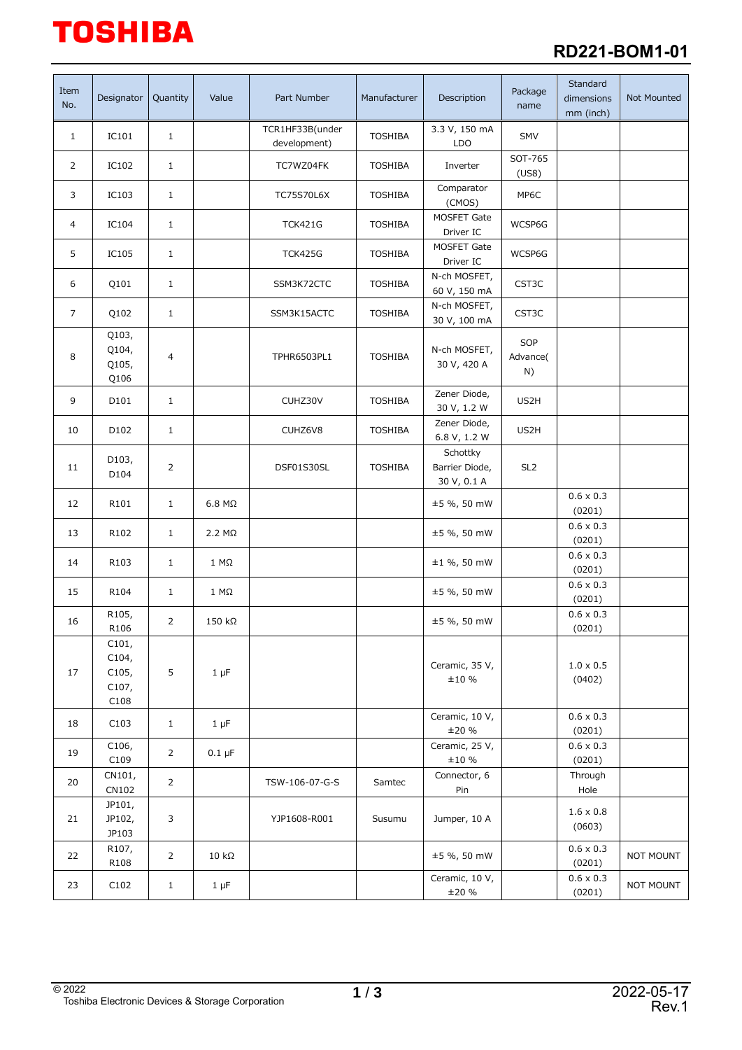# RD221-BOM1-01

| Item No. | Designator | Quantity | Value | Part Number | Manufacturer | Description | Package name | Standard dimensions mm (inch) | Not Mounted |
|---|---|---|---|---|---|---|---|---|---|
| 1 | IC101 | 1 | | TCR1HF33B(under development) | TOSHIBA | 3.3 V, 150 mA LDO | SMV | | |
| 2 | IC102 | 1 | | TC7WZ04FK | TOSHIBA | Inverter | SOT-765 (US8) | | |
| 3 | IC103 | 1 | | TC75S70L6X | TOSHIBA | Comparator (CMOS) | MP6C | | |
| 4 | IC104 | 1 | | TCK421G | TOSHIBA | MOSFET Gate Driver IC | WCSP6G | | |
| 5 | IC105 | 1 | | TCK425G | TOSHIBA | MOSFET Gate Driver IC | WCSP6G | | |
| 6 | Q101 | 1 | | SSM3K72CTC | TOSHIBA | N-ch MOSFET, 60 V, 150 mA | CST3C | | |
| 7 | Q102 | 1 | | SSM3K15ACTC | TOSHIBA | N-ch MOSFET, 30 V, 100 mA | CST3C | | |
| 8 | Q103, Q104, Q105, Q106 | 4 | | TPHR6503PL1 | TOSHIBA | N-ch MOSFET, 30 V, 420 A | SOP Advance(N) | | |
| 9 | D101 | 1 | | CUHZ30V | TOSHIBA | Zener Diode, 30 V, 1.2 W | US2H | | |
| 10 | D102 | 1 | | CUHZ6V8 | TOSHIBA | Zener Diode, 6.8 V, 1.2 W | US2H | | |
| 11 | D103, D104 | 2 | | DSF01S30SL | TOSHIBA | Schottky Barrier Diode, 30 V, 0.1 A | SL2 | | |
| 12 | R101 | 1 | 6.8 MΩ | | | ±5 %, 50 mW | | 0.6 x 0.3 (0201) | |
| 13 | R102 | 1 | 2.2 MΩ | | | ±5 %, 50 mW | | 0.6 x 0.3 (0201) | |
| 14 | R103 | 1 | 1 MΩ | | | ±1 %, 50 mW | | 0.6 x 0.3 (0201) | |
| 15 | R104 | 1 | 1 MΩ | | | ±5 %, 50 mW | | 0.6 x 0.3 (0201) | |
| 16 | R105, R106 | 2 | 150 kΩ | | | ±5 %, 50 mW | | 0.6 x 0.3 (0201) | |
| 17 | C101, C104, C105, C107, C108 | 5 | 1 μF | | | Ceramic, 35 V, ±10 % | | 1.0 x 0.5 (0402) | |
| 18 | C103 | 1 | 1 μF | | | Ceramic, 10 V, ±20 % | | 0.6 x 0.3 (0201) | |
| 19 | C106, C109 | 2 | 0.1 μF | | | Ceramic, 25 V, ±10 % | | 0.6 x 0.3 (0201) | |
| 20 | CN101, CN102 | 2 | | TSW-106-07-G-S | Samtec | Connector, 6 Pin | | Through Hole | |
| 21 | JP101, JP102, JP103 | 3 | | YJP1608-R001 | Susumu | Jumper, 10 A | | 1.6 x 0.8 (0603) | |
| 22 | R107, R108 | 2 | 10 kΩ | | | ±5 %, 50 mW | | 0.6 x 0.3 (0201) | NOT MOUNT |
| 23 | C102 | 1 | 1 μF | | | Ceramic, 10 V, ±20 % | | 0.6 x 0.3 (0201) | NOT MOUNT |

© 2022
Toshiba Electronic Devices & Storage Corporation

2022-05-17
Rev.1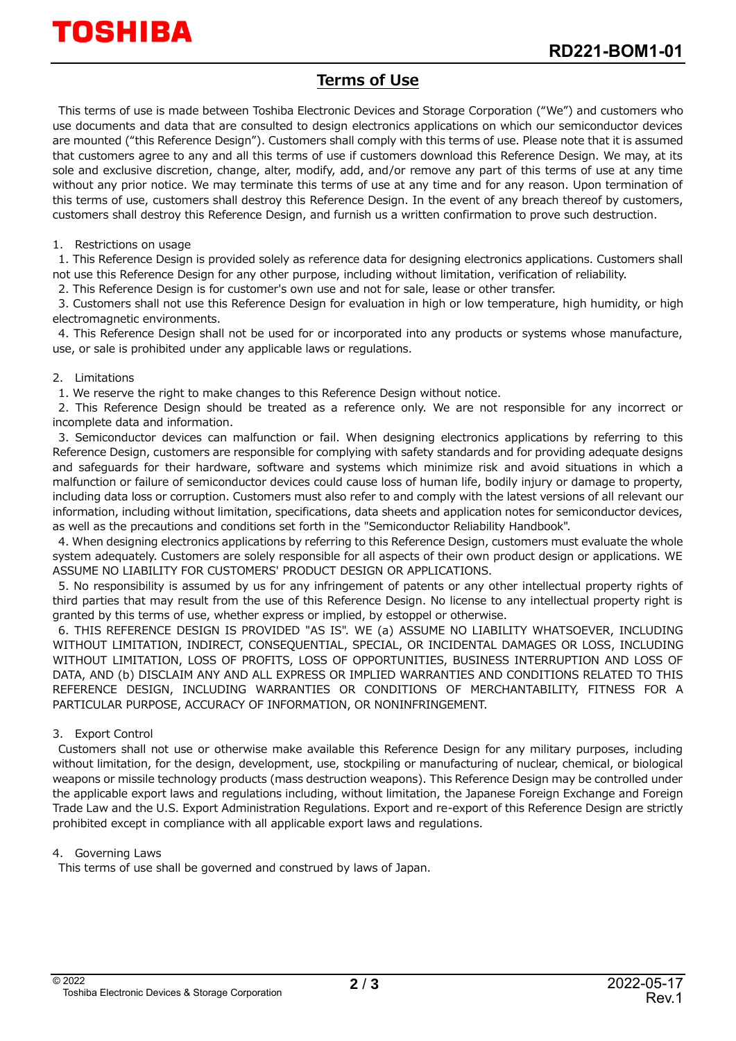## Terms of Use

This terms of use is made between Toshiba Electronic Devices and Storage Corporation ("We") and customers who use documents and data that are consulted to design electronics applications on which our semiconductor devices are mounted ("this Reference Design"). Customers shall comply with this terms of use. Please note that it is assumed that customers agree to any and all this terms of use if customers download this Reference Design. We may, at its sole and exclusive discretion, change, alter, modify, add, and/or remove any part of this terms of use at any time without any prior notice. We may terminate this terms of use at any time and for any reason. Upon termination of this terms of use, customers shall destroy this Reference Design. In the event of any breach thereof by customers, customers shall destroy this Reference Design, and furnish us a written confirmation to prove such destruction.

1. Restrictions on usage

1. This Reference Design is provided solely as reference data for designing electronics applications. Customers shall not use this Reference Design for any other purpose, including without limitation, verification of reliability.
2. This Reference Design is for customer's own use and not for sale, lease or other transfer.
3. Customers shall not use this Reference Design for evaluation in high or low temperature, high humidity, or high electromagnetic environments.
4. This Reference Design shall not be used for or incorporated into any products or systems whose manufacture, use, or sale is prohibited under any applicable laws or regulations.

2. Limitations

1. We reserve the right to make changes to this Reference Design without notice.
2. This Reference Design should be treated as a reference only. We are not responsible for any incorrect or incomplete data and information.
3. Semiconductor devices can malfunction or fail. When designing electronics applications by referring to this Reference Design, customers are responsible for complying with safety standards and for providing adequate designs and safeguards for their hardware, software and systems which minimize risk and avoid situations in which a malfunction or failure of semiconductor devices could cause loss of human life, bodily injury or damage to property, including data loss or corruption. Customers must also refer to and comply with the latest versions of all relevant our information, including without limitation, specifications, data sheets and application notes for semiconductor devices, as well as the precautions and conditions set forth in the "Semiconductor Reliability Handbook".
4. When designing electronics applications by referring to this Reference Design, customers must evaluate the whole system adequately. Customers are solely responsible for all aspects of their own product design or applications. WE ASSUME NO LIABILITY FOR CUSTOMERS' PRODUCT DESIGN OR APPLICATIONS.
5. No responsibility is assumed by us for any infringement of patents or any other intellectual property rights of third parties that may result from the use of this Reference Design. No license to any intellectual property right is granted by this terms of use, whether express or implied, by estoppel or otherwise.
6. THIS REFERENCE DESIGN IS PROVIDED "AS IS". WE (a) ASSUME NO LIABILITY WHATSOEVER, INCLUDING WITHOUT LIMITATION, INDIRECT, CONSEQUENTIAL, SPECIAL, OR INCIDENTAL DAMAGES OR LOSS, INCLUDING WITHOUT LIMITATION, LOSS OF PROFITS, LOSS OF OPPORTUNITIES, BUSINESS INTERRUPTION AND LOSS OF DATA, AND (b) DISCLAIM ANY AND ALL EXPRESS OR IMPLIED WARRANTIES AND CONDITIONS RELATED TO THIS REFERENCE DESIGN, INCLUDING WARRANTIES OR CONDITIONS OF MERCHANTABILITY, FITNESS FOR A PARTICULAR PURPOSE, ACCURACY OF INFORMATION, OR NONINFRINGEMENT.

3. Export Control

Customers shall not use or otherwise make available this Reference Design for any military purposes, including without limitation, for the design, development, use, stockpiling or manufacturing of nuclear, chemical, or biological weapons or missile technology products (mass destruction weapons). This Reference Design may be controlled under the applicable export laws and regulations including, without limitation, the Japanese Foreign Exchange and Foreign Trade Law and the U.S. Export Administration Regulations. Export and re-export of this Reference Design are strictly prohibited except in compliance with all applicable export laws and regulations.

4. Governing Laws

This terms of use shall be governed and construed by laws of Japan.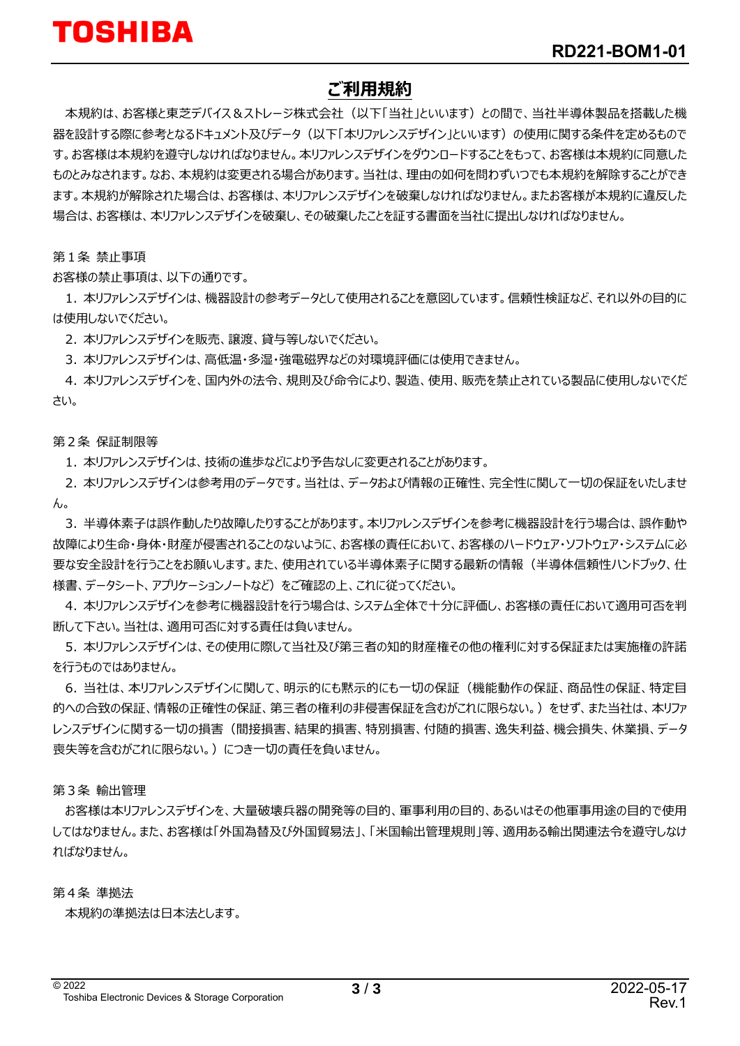# ご利用規約

本規約は、お客様と東芝デバイス＆ストレージ株式会社（以下「当社」といいます）との間で、当社半導体製品を搭載した機器を設計する際に参考となるドキュメント及びデータ（以下「本リファレンスデザイン」といいます）の使用に関する条件を定めるものです。お客様は本規約を遵守しなければなりません。本リファレンスデザインをダウンロードすることをもって、お客様は本規約に同意したものとみなされます。なお、本規約は変更される場合があります。当社は、理由の如何を問わずいつでも本規約を解除することができます。本規約が解除された場合は、お客様は、本リファレンスデザインを破棄しなければなりません。またお客様が本規約に違反した場合は、お客様は、本リファレンスデザインを破棄し、その破棄したことを証する書面を当社に提出しなければなりません。

第１条 禁止事項

お客様の禁止事項は、以下の通りです。

1. 本リファレンスデザインは、機器設計の参考データとして使用されることを意図しています。信頼性検証など、それ以外の目的には使用しないでください。
2. 本リファレンスデザインを販売、譲渡、貸与等しないでください。
3. 本リファレンスデザインは、高低温・多湿・強電磁界などの対環境評価には使用できません。
4. 本リファレンスデザインを、国内外の法令、規則及び命令により、製造、使用、販売を禁止されている製品に使用しないでください。

第２条 保証制限等

1. 本リファレンスデザインは、技術の進歩などにより予告なしに変更されることがあります。
2. 本リファレンスデザインは参考用のデータです。当社は、データおよび情報の正確性、完全性に関して一切の保証をいたしません。
3. 半導体素子は誤作動したり故障したりすることがあります。本リファレンスデザインを参考に機器設計を行う場合は、誤作動や故障により生命・身体・財産が侵害されることのないように、お客様の責任において、お客様のハードウェア・ソフトウェア・システムに必要な安全設計を行うことをお願いします。また、使用されている半導体素子に関する最新の情報（半導体信頼性ハンドブック、仕様書、データシート、アプリケーションノートなど）をご確認の上、これに従ってください。
4. 本リファレンスデザインを参考に機器設計を行う場合は、システム全体で十分に評価し、お客様の責任において適用可否を判断して下さい。当社は、適用可否に対する責任は負いません。
5. 本リファレンスデザインは、その使用に際して当社及び第三者の知的財産権その他の権利に対する保証または実施権の許諾を行うものではありません。
6. 当社は、本リファレンスデザインに関して、明示的にも黙示的にも一切の保証（機能動作の保証、商品性の保証、特定目的への合致の保証、情報の正確性の保証、第三者の権利の非侵害保証を含むがこれに限らない。）をせず、また当社は、本リファレンスデザインに関する一切の損害（間接損害、結果的損害、特別損害、付随的損害、逸失利益、機会損失、休業損、データ喪失等を含むがこれに限らない。）につき一切の責任を負いません。

第３条 輸出管理

お客様は本リファレンスデザインを、大量破壊兵器の開発等の目的、軍事利用の目的、あるいはその他軍事用途の目的で使用してはなりません。また、お客様は「外国為替及び外国貿易法」、「米国輸出管理規則」等、適用ある輸出関連法令を遵守しなければなりません。

第４条 準拠法

本規約の準拠法は日本法とします。